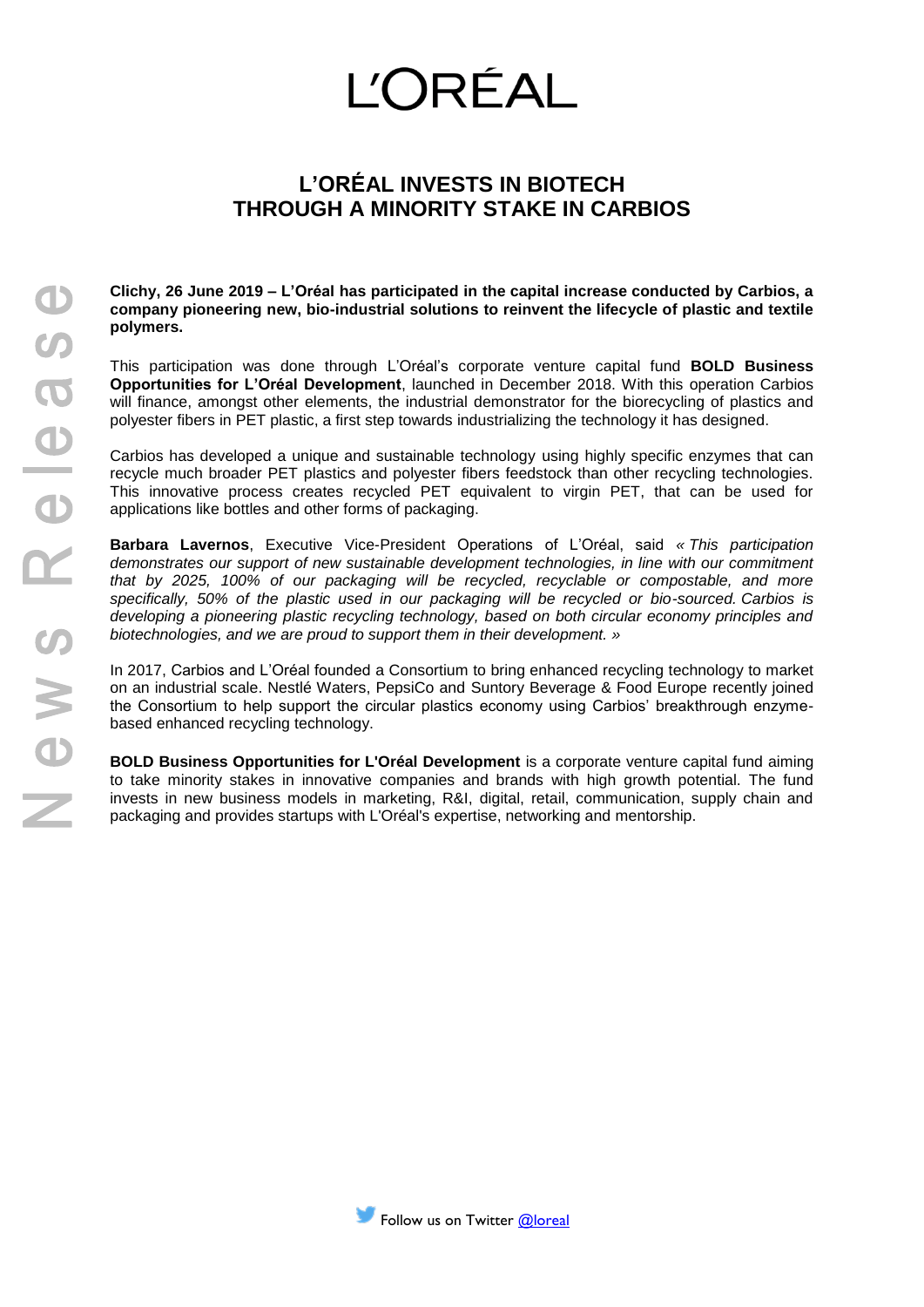# L'ORÉAL

## L'ORÉAL INVESTS IN BIOTECH THROUGH A MINORITY STAKE IN CARBIOS

News Release

**Clichy, 26 June 2019 – L'Oréal has participated in the capital increase conducted by Carbios, a company pioneering new, bio-industrial solutions to reinvent the lifecycle of plastic and textile polymers.**

This participation was done through L'Oréal's corporate venture capital fund **BOLD Business Opportunities for L'Oréal Development**, launched in December 2018. With this operation Carbios will finance, amongst other elements, the industrial demonstrator for the biorecycling of plastics and polyester fibers in PET plastic, a first step towards industrializing the technology it has designed.

Carbios has developed a unique and sustainable technology using highly specific enzymes that can recycle much broader PET plastics and polyester fibers feedstock than other recycling technologies. This innovative process creates recycled PET equivalent to virgin PET, that can be used for applications like bottles and other forms of packaging.

**Barbara Lavernos**, Executive Vice-President Operations of L'Oréal, said *« This participation demonstrates our support of new sustainable development technologies, in line with our commitment that by 2025, 100% of our packaging will be recycled, recyclable or compostable, and more specifically, 50% of the plastic used in our packaging will be recycled or bio-sourced. Carbios is developing a pioneering plastic recycling technology, based on both circular economy principles and biotechnologies, and we are proud to support them in their development. »*

In 2017, Carbios and L'Oréal founded a Consortium to bring enhanced recycling technology to market on an industrial scale. Nestlé Waters, PepsiCo and Suntory Beverage & Food Europe recently joined the Consortium to help support the circular plastics economy using Carbios' breakthrough enzyme-based enhanced recycling technology.

**BOLD Business Opportunities for L'Oréal Development** is a corporate venture capital fund aiming to take minority stakes in innovative companies and brands with high growth potential. The fund invests in new business models in marketing, R&I, digital, retail, communication, supply chain and packaging and provides startups with L'Oréal's expertise, networking and mentorship.

Follow us on Twitter @loreal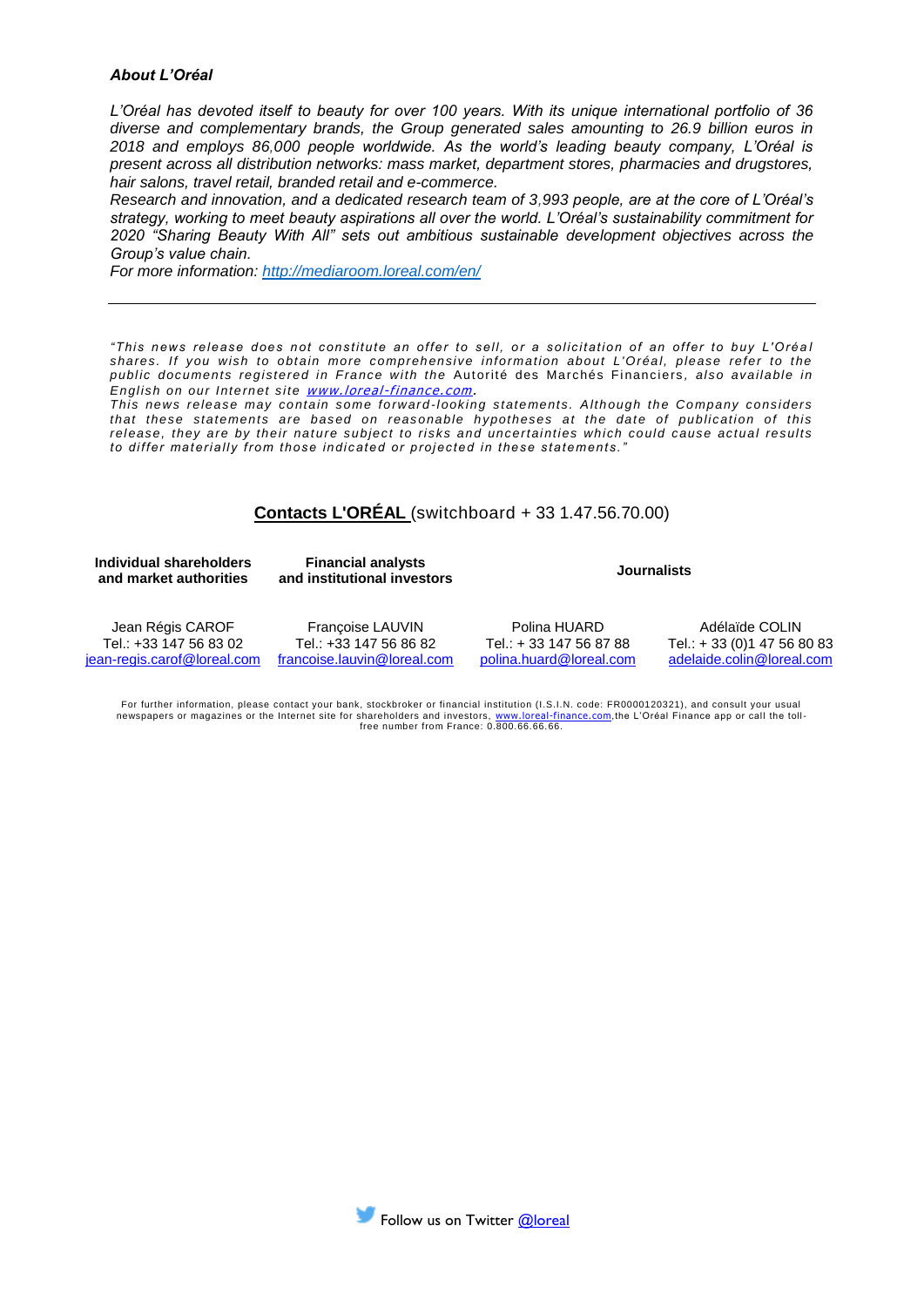***About L'Oréal***

*L'Oréal has devoted itself to beauty for over 100 years. With its unique international portfolio of 36 diverse and complementary brands, the Group generated sales amounting to 26.9 billion euros in 2018 and employs 86,000 people worldwide. As the world's leading beauty company, L'Oréal is present across all distribution networks: mass market, department stores, pharmacies and drugstores, hair salons, travel retail, branded retail and e-commerce.*

*Research and innovation, and a dedicated research team of 3,993 people, are at the core of L'Oréal's strategy, working to meet beauty aspirations all over the world. L'Oréal's sustainability commitment for 2020 "Sharing Beauty With All" sets out ambitious sustainable development objectives across the Group's value chain.*

*For more information: http://mediaroom.loreal.com/en/*

---

*"This news release does not constitute an offer to sell, or a solicitation of an offer to buy L'Oréal shares. If you wish to obtain more comprehensive information about L'Oréal, please refer to the public documents registered in France with the* Autorité des Marchés Financiers*, also available in English on our Internet site www.loreal-finance.com.*

*This news release may contain some forward-looking statements. Although the Company considers that these statements are based on reasonable hypotheses at the date of publication of this release, they are by their nature subject to risks and uncertainties which could cause actual results to differ materially from those indicated or projected in these statements."*

**Contacts L'ORÉAL** (switchboard + 33 1.47.56.70.00)

| Individual shareholders and market authorities | Financial analysts and institutional investors | Journalists | |
|---|---|---|---|
| Jean Régis CAROF<br>Tel.: +33 147 56 83 02<br>jean-regis.carof@loreal.com | Françoise LAUVIN<br>Tel.: +33 147 56 86 82<br>francoise.lauvin@loreal.com | Polina HUARD<br>Tel.: + 33 147 56 87 88<br>polina.huard@loreal.com | Adélaïde COLIN<br>Tel.: + 33 (0)1 47 56 80 83<br>adelaide.colin@loreal.com |

For further information, please contact your bank, stockbroker or financial institution (I.S.I.N. code: FR0000120321), and consult your usual newspapers or magazines or the Internet site for shareholders and investors, www.loreal-finance.com, the L'Oréal Finance app or call the toll-free number from France: 0.800.66.66.66.

Follow us on Twitter @loreal